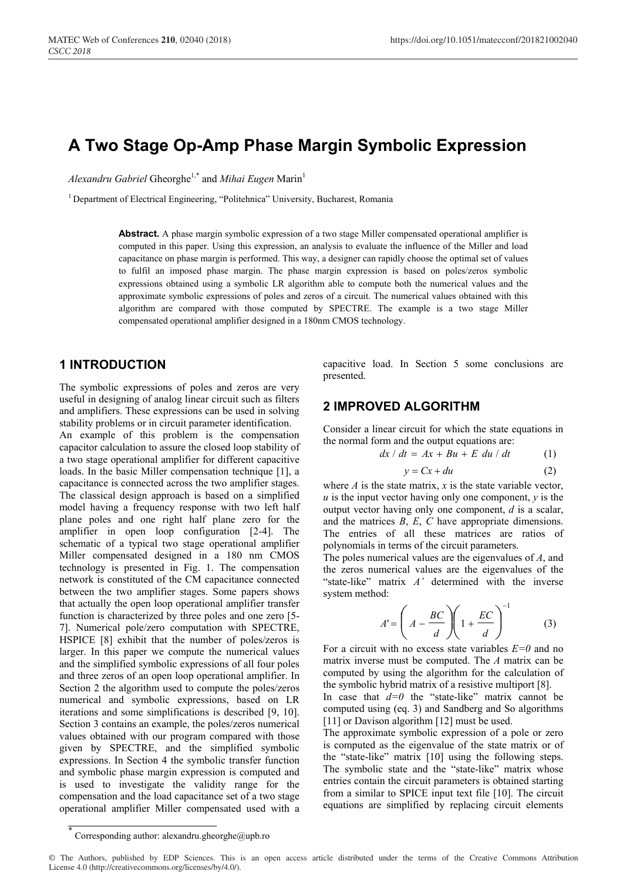# A Two Stage Op-Amp Phase Margin Symbolic Expression

*Alexandru Gabriel* Gheorghe[1,*] and *Mihai Eugen* Marin[1]

[1] Department of Electrical Engineering, "Politehnica" University, Bucharest, Romania

**Abstract.** A phase margin symbolic expression of a two stage Miller compensated operational amplifier is computed in this paper. Using this expression, an analysis to evaluate the influence of the Miller and load capacitance on phase margin is performed. This way, a designer can rapidly choose the optimal set of values to fulfil an imposed phase margin. The phase margin expression is based on poles/zeros symbolic expressions obtained using a symbolic LR algorithm able to compute both the numerical values and the approximate symbolic expressions of poles and zeros of a circuit. The numerical values obtained with this algorithm are compared with those computed by SPECTRE. The example is a two stage Miller compensated operational amplifier designed in a 180nm CMOS technology.

## 1 INTRODUCTION

The symbolic expressions of poles and zeros are very useful in designing of analog linear circuit such as filters and amplifiers. These expressions can be used in solving stability problems or in circuit parameter identification.
An example of this problem is the compensation capacitor calculation to assure the closed loop stability of a two stage operational amplifier for different capacitive loads. In the basic Miller compensation technique [1], a capacitance is connected across the two amplifier stages. The classical design approach is based on a simplified model having a frequency response with two left half plane poles and one right half plane zero for the amplifier in open loop configuration [2-4]. The schematic of a typical two stage operational amplifier Miller compensated designed in a 180 nm CMOS technology is presented in Fig. 1. The compensation network is constituted of the CM capacitance connected between the two amplifier stages. Some papers shows that actually the open loop operational amplifier transfer function is characterized by three poles and one zero [5-7]. Numerical pole/zero computation with SPECTRE, HSPICE [8] exhibit that the number of poles/zeros is larger. In this paper we compute the numerical values and the simplified symbolic expressions of all four poles and three zeros of an open loop operational amplifier. In Section 2 the algorithm used to compute the poles/zeros numerical and symbolic expressions, based on LR iterations and some simplifications is described [9, 10]. Section 3 contains an example, the poles/zeros numerical values obtained with our program compared with those given by SPECTRE, and the simplified symbolic expressions. In Section 4 the symbolic transfer function and symbolic phase margin expression is computed and is used to investigate the validity range for the compensation and the load capacitance set of a two stage operational amplifier Miller compensated used with a capacitive load. In Section 5 some conclusions are presented.

## 2 IMPROVED ALGORITHM

Consider a linear circuit for which the state equations in the normal form and the output equations are:

$$dx / dt = Ax + Bu + E \; du / dt \tag{1}$$

$$y = Cx + du \tag{2}$$

where $A$ is the state matrix, $x$ is the state variable vector, $u$ is the input vector having only one component, $y$ is the output vector having only one component, $d$ is a scalar, and the matrices $B$, $E$, $C$ have appropriate dimensions. The entries of all these matrices are ratios of polynomials in terms of the circuit parameters.
The poles numerical values are the eigenvalues of $A$, and the zeros numerical values are the eigenvalues of the "state-like" matrix $A'$ determined with the inverse system method:

$$A' = \left( A - \frac{BC}{d} \right)\left( 1 + \frac{EC}{d} \right)^{-1} \tag{3}$$

For a circuit with no excess state variables $E=0$ and no matrix inverse must be computed. The $A$ matrix can be computed by using the algorithm for the calculation of the symbolic hybrid matrix of a resistive multiport [8].
In case that $d=0$ the "state-like" matrix cannot be computed using (eq. 3) and Sandberg and So algorithms [11] or Davison algorithm [12] must be used.
The approximate symbolic expression of a pole or zero is computed as the eigenvalue of the state matrix or of the "state-like" matrix [10] using the following steps. The symbolic state and the "state-like" matrix whose entries contain the circuit parameters is obtained starting from a similar to SPICE input text file [10]. The circuit equations are simplified by replacing circuit elements

* Corresponding author: alexandru.gheorghe@upb.ro

© The Authors, published by EDP Sciences. This is an open access article distributed under the terms of the Creative Commons Attribution License 4.0 (http://creativecommons.org/licenses/by/4.0/).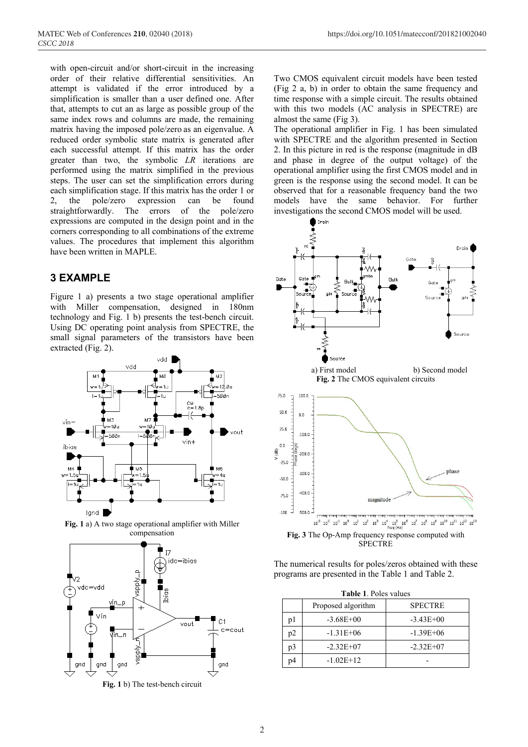with open-circuit and/or short-circuit in the increasing order of their relative differential sensitivities. An attempt is validated if the error introduced by a simplification is smaller than a user defined one. After that, attempts to cut an as large as possible group of the same index rows and columns are made, the remaining matrix having the imposed pole/zero as an eigenvalue. A reduced order symbolic state matrix is generated after each successful attempt. If this matrix has the order greater than two, the symbolic *LR* iterations are performed using the matrix simplified in the previous steps. The user can set the simplification errors during each simplification stage. If this matrix has the order 1 or 2, the pole/zero expression can be found straightforwardly. The errors of the pole/zero expressions are computed in the design point and in the corners corresponding to all combinations of the extreme values. The procedures that implement this algorithm have been written in MAPLE.

## 3 EXAMPLE

Figure 1 a) presents a two stage operational amplifier with Miller compensation, designed in 180nm technology and Fig. 1 b) presents the test-bench circuit. Using DC operating point analysis from SPECTRE, the small signal parameters of the transistors have been extracted (Fig. 2).

**Fig. 1** a) A two stage operational amplifier with Miller compensation

**Fig. 1** b) The test-bench circuit

Two CMOS equivalent circuit models have been tested (Fig 2 a, b) in order to obtain the same frequency and time response with a simple circuit. The results obtained with this two models (AC analysis in SPECTRE) are almost the same (Fig 3).

The operational amplifier in Fig. 1 has been simulated with SPECTRE and the algorithm presented in Section 2. In this picture in red is the response (magnitude in dB and phase in degree of the output voltage) of the operational amplifier using the first CMOS model and in green is the response using the second model. It can be observed that for a reasonable frequency band the two models have the same behavior. For further investigations the second CMOS model will be used.

a) First model b) Second model

**Fig. 2** The CMOS equivalent circuits

**Fig. 3** The Op-Amp frequency response computed with SPECTRE

The numerical results for poles/zeros obtained with these programs are presented in the Table 1 and Table 2.

**Table 1**. Poles values

| | Proposed algorithm | SPECTRE |
|---|---|---|
| p1 | -3.68E+00 | -3.43E+00 |
| p2 | -1.31E+06 | -1.39E+06 |
| p3 | -2.32E+07 | -2.32E+07 |
| p4 | -1.02E+12 | - |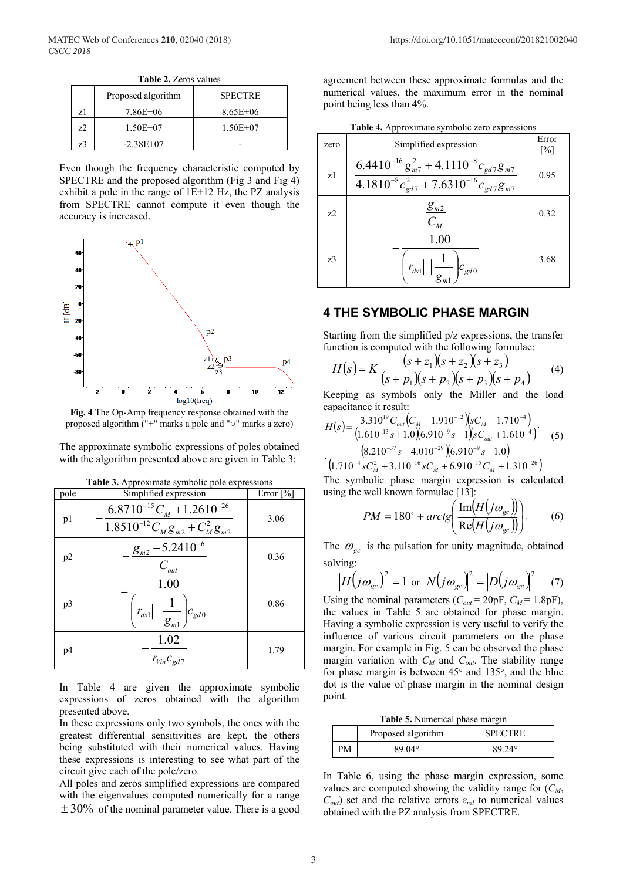**Table 2.** Zeros values

| | Proposed algorithm | SPECTRE |
|---|---|---|
| z1 | 7.86E+06 | 8.65E+06 |
| z2 | 1.50E+07 | 1.50E+07 |
| z3 | -2.38E+07 | - |

Even though the frequency characteristic computed by SPECTRE and the proposed algorithm (Fig 3 and Fig 4) exhibit a pole in the range of 1E+12 Hz, the PZ analysis from SPECTRE cannot compute it even though the accuracy is increased.

**Fig. 4** The Op-Amp frequency response obtained with the proposed algorithm ("+" marks a pole and "○" marks a zero)

The approximate symbolic expressions of poles obtained with the algorithm presented above are given in Table 3:

**Table 3.** Approximate symbolic pole expressions

| pole | Simplified expression | Error [%] |
|---|---|---|
| p1 | $-\dfrac{6.8710^{-15}C_M + 1.2610^{-26}}{1.8510^{-12}C_M g_{m2} + C_M^2 g_{m2}}$ | 3.06 |
| p2 | $-\dfrac{g_{m2} - 5.2410^{-6}}{C_{out}}$ | 0.36 |
| p3 | $-\dfrac{1.00}{\left(r_{ds1} \| \dfrac{1}{g_{m1}}\right) c_{gd0}}$ | 0.86 |
| p4 | $-\dfrac{1.02}{r_{Vin} c_{gd7}}$ | 1.79 |

In Table 4 are given the approximate symbolic expressions of zeros obtained with the algorithm presented above.

In these expressions only two symbols, the ones with the greatest differential sensitivities are kept, the others being substituted with their numerical values. Having these expressions is interesting to see what part of the circuit give each of the pole/zero.

All poles and zeros simplified expressions are compared with the eigenvalues computed numerically for a range $\pm 30\%$ of the nominal parameter value. There is a good agreement between these approximate formulas and the numerical values, the maximum error in the nominal point being less than 4%.

**Table 4.** Approximate symbolic zero expressions

| zero | Simplified expression | Error [%] |
|---|---|---|
| z1 | $\dfrac{6.4410^{-16} g_{m7}^2 + 4.1110^{-8} c_{gd7} g_{m7}}{4.1810^{-8} c_{gd7}^2 + 7.6310^{-16} c_{gd7} g_{m7}}$ | 0.95 |
| z2 | $\dfrac{g_{m2}}{C_M}$ | 0.32 |
| z3 | $-\dfrac{1.00}{\left(r_{ds1} \| \dfrac{1}{g_{m1}}\right) c_{gd0}}$ | 3.68 |

## 4 THE SYMBOLIC PHASE MARGIN

Starting from the simplified p/z expressions, the transfer function is computed with the following formulae:

$$H(s) = K\frac{(s+z_1)(s+z_2)(s+z_3)}{(s+p_1)(s+p_2)(s+p_3)(s+p_4)} \tag{4}$$

Keeping as symbols only the Miller and the load capacitance it result:

$$H(s) = \frac{3.310^{19} C_{out}\left(C_M + 1.910^{-12}\right)\left(sC_M - 1.710^{-4}\right)}{\left(1.610^{-13}s + 1.0\right)\left(6.910^{-9}s + 1\right)\left(sC_{out} + 1.610^{-4}\right)} \cdot \frac{\left(8.210^{-37}s - 4.010^{-29}\right)\left(6.910^{-9}s - 1.0\right)}{\left(1.710^{-4}sC_M^2 + 3.110^{-16}sC_M + 6.910^{-15}C_M + 1.310^{-26}\right)} \tag{5}$$

The symbolic phase margin expression is calculated using the well known formulae [13]:

$$PM = 180^\circ + arctg\left(\frac{\operatorname{Im}(H(j\omega_{gc}))}{\operatorname{Re}(H(j\omega_{gc}))}\right). \tag{6}$$

The $\omega_{gc}$ is the pulsation for unity magnitude, obtained solving:

$$\left|H(j\omega_{gc})\right|^2 = 1 \text{ or } \left|N(j\omega_{gc})\right|^2 = \left|D(j\omega_{gc})\right|^2 \tag{7}$$

Using the nominal parameters ($C_{out}$ = 20pF, $C_M$ = 1.8pF), the values in Table 5 are obtained for phase margin. Having a symbolic expression is very useful to verify the influence of various circuit parameters on the phase margin. For example in Fig. 5 can be observed the phase margin variation with $C_M$ and $C_{out}$. The stability range for phase margin is between 45° and 135°, and the blue dot is the value of phase margin in the nominal design point.

**Table 5.** Numerical phase margin

| | Proposed algorithm | SPECTRE |
|---|---|---|
| PM | 89.04° | 89.24° |

In Table 6, using the phase margin expression, some values are computed showing the validity range for ($C_M$, $C_{out}$) set and the relative errors $\varepsilon_{rel}$ to numerical values obtained with the PZ analysis from SPECTRE.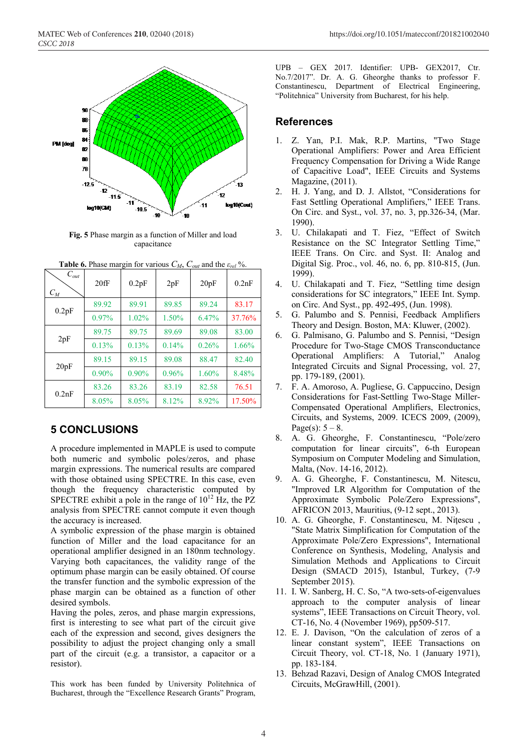PM [deg]

90
88
86
84
82
80
78

-12.5
-12
-11.5
-11
-10.5
-10
log10(CM)

-13
-12
-11
-10
log10(Cout)

**Fig. 5** Phase margin as a function of Miller and load capacitance

**Table 6.** Phase margin for various $C_M$, $C_{out}$ and the $\varepsilon_{rel}$ %.

| $C_M$ \ $C_{out}$ | 20fF | 0.2pF | 2pF | 20pF | 0.2nF |
|---|---|---|---|---|---|
| 0.2pF | 89.92 | 89.91 | 89.85 | 89.24 | 83.17 |
| | 0.97% | 1.02% | 1.50% | 6.47% | 37.76% |
| 2pF | 89.75 | 89.75 | 89.69 | 89.08 | 83.00 |
| | 0.13% | 0.13% | 0.14% | 0.26% | 1.66% |
| 20pF | 89.15 | 89.15 | 89.08 | 88.47 | 82.40 |
| | 0.90% | 0.90% | 0.96% | 1.60% | 8.48% |
| 0.2nF | 83.26 | 83.26 | 83.19 | 82.58 | 76.51 |
| | 8.05% | 8.05% | 8.12% | 8.92% | 17.50% |

## 5 CONCLUSIONS

A procedure implemented in MAPLE is used to compute both numeric and symbolic poles/zeros, and phase margin expressions. The numerical results are compared with those obtained using SPECTRE. In this case, even though the frequency characteristic computed by SPECTRE exhibit a pole in the range of $10^{12}$ Hz, the PZ analysis from SPECTRE cannot compute it even though the accuracy is increased.

A symbolic expression of the phase margin is obtained function of Miller and the load capacitance for an operational amplifier designed in an 180nm technology. Varying both capacitances, the validity range of the optimum phase margin can be easily obtained. Of course the transfer function and the symbolic expression of the phase margin can be obtained as a function of other desired symbols.

Having the poles, zeros, and phase margin expressions, first is interesting to see what part of the circuit give each of the expression and second, gives designers the possibility to adjust the project changing only a small part of the circuit (e.g. a transistor, a capacitor or a resistor).

This work has been funded by University Politehnica of Bucharest, through the "Excellence Research Grants" Program, UPB – GEX 2017. Identifier: UPB- GEX2017, Ctr. No.7/2017". Dr. A. G. Gheorghe thanks to professor F. Constantinescu, Department of Electrical Engineering, "Politehnica" University from Bucharest, for his help.

## References

1. Z. Yan, P.I. Mak, R.P. Martins, "Two Stage Operational Amplifiers: Power and Area Efficient Frequency Compensation for Driving a Wide Range of Capacitive Load", IEEE Circuits and Systems Magazine, (2011).
2. H. J. Yang, and D. J. Allstot, "Considerations for Fast Settling Operational Amplifiers," IEEE Trans. On Circ. and Syst., vol. 37, no. 3, pp.326-34, (Mar. 1990).
3. U. Chilakapati and T. Fiez, "Effect of Switch Resistance on the SC Integrator Settling Time," IEEE Trans. On Circ. and Syst. II: Analog and Digital Sig. Proc., vol. 46, no. 6, pp. 810-815, (Jun. 1999).
4. U. Chilakapati and T. Fiez, "Settling time design considerations for SC integrators," IEEE Int. Symp. on Circ. And Syst., pp. 492-495, (Jun. 1998).
5. G. Palumbo and S. Pennisi, Feedback Amplifiers Theory and Design. Boston, MA: Kluwer, (2002).
6. G. Palmisano, G. Palumbo and S. Pennisi, "Design Procedure for Two-Stage CMOS Transconductance Operational Amplifiers: A Tutorial," Analog Integrated Circuits and Signal Processing, vol. 27, pp. 179-189, (2001).
7. F. A. Amoroso, A. Pugliese, G. Cappuccino, Design Considerations for Fast-Settling Two-Stage Miller-Compensated Operational Amplifiers, Electronics, Circuits, and Systems, 2009. ICECS 2009, (2009), Page(s): 5 – 8.
8. A. G. Gheorghe, F. Constantinescu, "Pole/zero computation for linear circuits", 6-th European Symposium on Computer Modeling and Simulation, Malta, (Nov. 14-16, 2012).
9. A. G. Gheorghe, F. Constantinescu, M. Nitescu, "Improved LR Algorithm for Computation of the Approximate Symbolic Pole/Zero Expressions", AFRICON 2013, Mauritius, (9-12 sept., 2013).
10. A. G. Gheorghe, F. Constantinescu, M. Nițescu , "State Matrix Simplification for Computation of the Approximate Pole/Zero Expressions", International Conference on Synthesis, Modeling, Analysis and Simulation Methods and Applications to Circuit Design (SMACD 2015), Istanbul, Turkey, (7-9 September 2015).
11. I. W. Sanberg, H. C. So, "A two-sets-of-eigenvalues approach to the computer analysis of linear systems", IEEE Transactions on Circuit Theory, vol. CT-16, No. 4 (November 1969), pp509-517.
12. E. J. Davison, "On the calculation of zeros of a linear constant system", IEEE Transactions on Circuit Theory, vol. CT-18, No. 1 (January 1971), pp. 183-184.
13. Behzad Razavi, Design of Analog CMOS Integrated Circuits, McGrawHill, (2001).